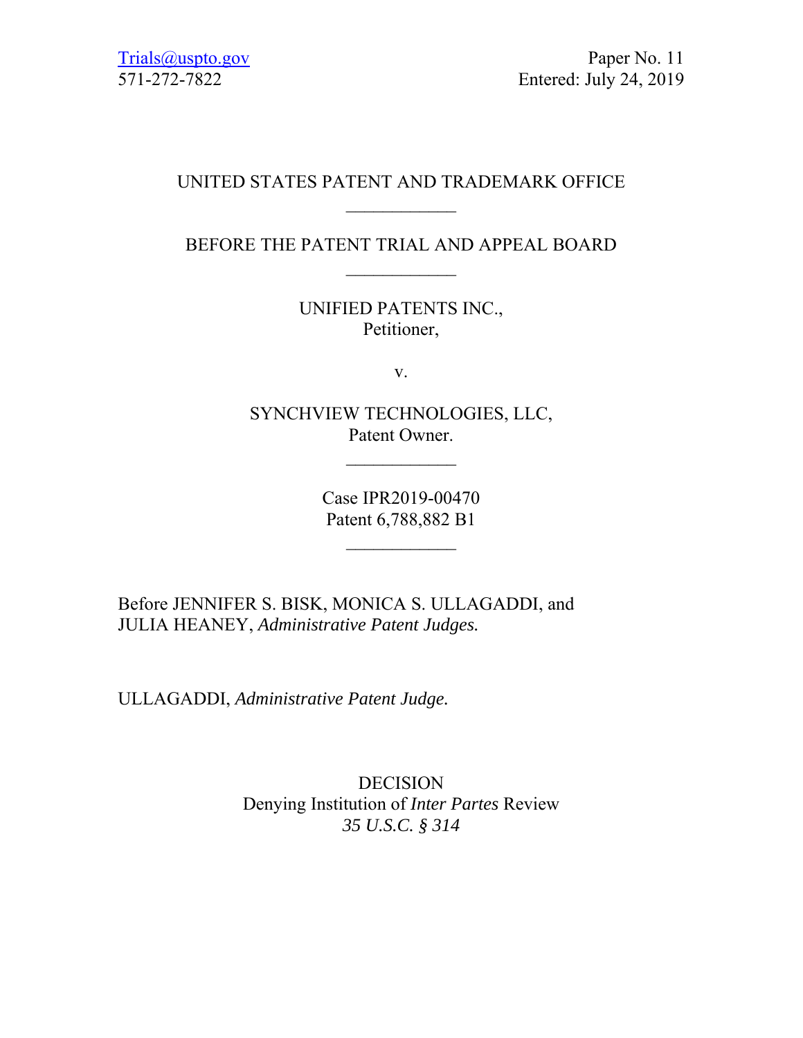Trials@uspto.gov
571-272-7822

Paper No. 11
Entered: July 24, 2019

UNITED STATES PATENT AND TRADEMARK OFFICE

---

BEFORE THE PATENT TRIAL AND APPEAL BOARD

---

UNIFIED PATENTS INC.,
Petitioner,

v.

SYNCHVIEW TECHNOLOGIES, LLC,
Patent Owner.

---

Case IPR2019-00470
Patent 6,788,882 B1

---

Before JENNIFER S. BISK, MONICA S. ULLAGADDI, and JULIA HEANEY, *Administrative Patent Judges.*

ULLAGADDI, *Administrative Patent Judge.*

DECISION
Denying Institution of *Inter Partes* Review
*35 U.S.C. § 314*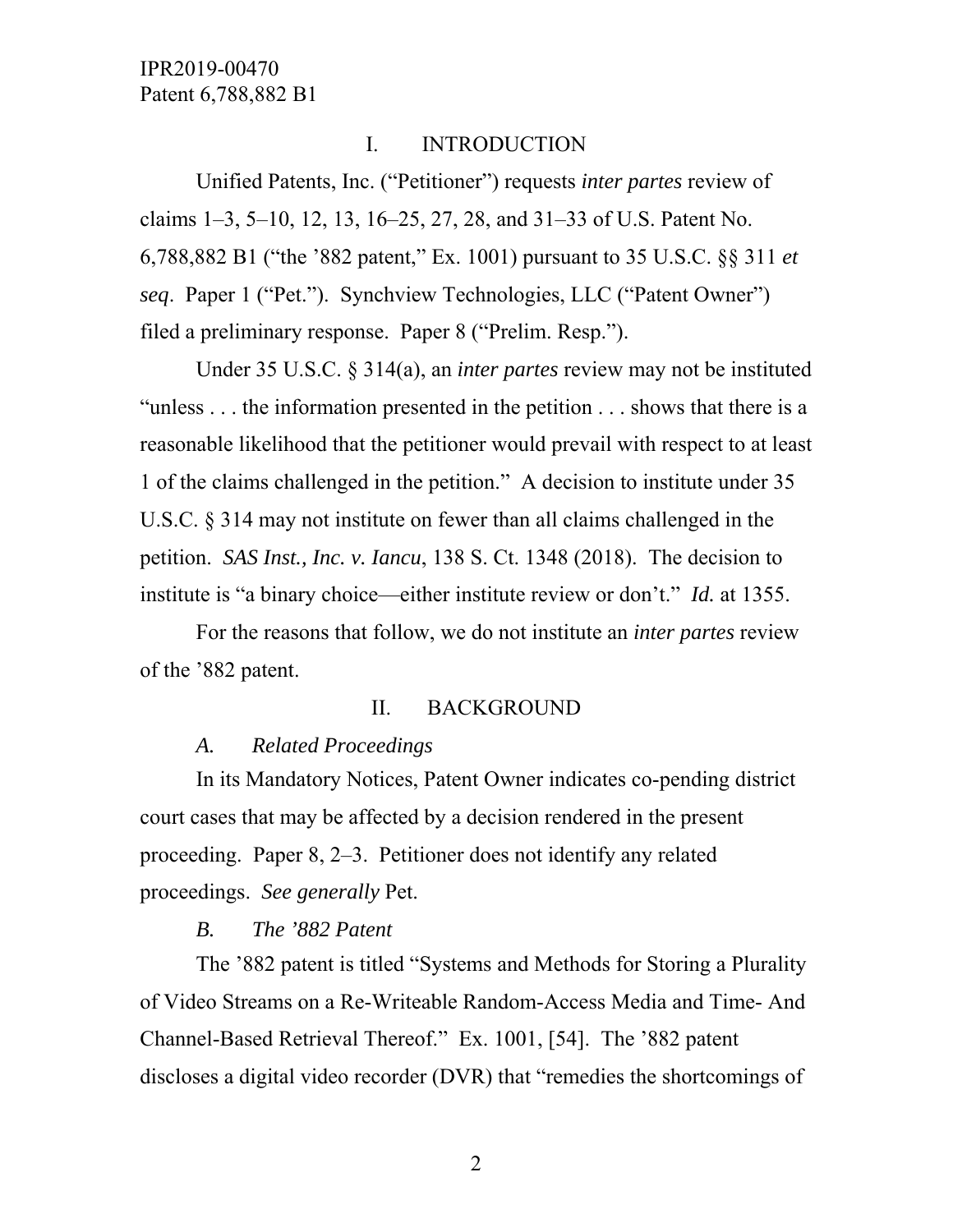## I. INTRODUCTION

Unified Patents, Inc. ("Petitioner") requests *inter partes* review of claims 1–3, 5–10, 12, 13, 16–25, 27, 28, and 31–33 of U.S. Patent No. 6,788,882 B1 ("the '882 patent," Ex. 1001) pursuant to 35 U.S.C. §§ 311 *et seq*. Paper 1 ("Pet."). Synchview Technologies, LLC ("Patent Owner") filed a preliminary response. Paper 8 ("Prelim. Resp.").

Under 35 U.S.C. § 314(a), an *inter partes* review may not be instituted "unless . . . the information presented in the petition . . . shows that there is a reasonable likelihood that the petitioner would prevail with respect to at least 1 of the claims challenged in the petition." A decision to institute under 35 U.S.C. § 314 may not institute on fewer than all claims challenged in the petition. *SAS Inst., Inc. v. Iancu*, 138 S. Ct. 1348 (2018). The decision to institute is "a binary choice—either institute review or don't." *Id.* at 1355.

For the reasons that follow, we do not institute an *inter partes* review of the '882 patent.

## II. BACKGROUND

### *A. Related Proceedings*

In its Mandatory Notices, Patent Owner indicates co-pending district court cases that may be affected by a decision rendered in the present proceeding. Paper 8, 2–3. Petitioner does not identify any related proceedings. *See generally* Pet.

### *B. The '882 Patent*

The '882 patent is titled "Systems and Methods for Storing a Plurality of Video Streams on a Re-Writeable Random-Access Media and Time- And Channel-Based Retrieval Thereof." Ex. 1001, [54]. The '882 patent discloses a digital video recorder (DVR) that "remedies the shortcomings of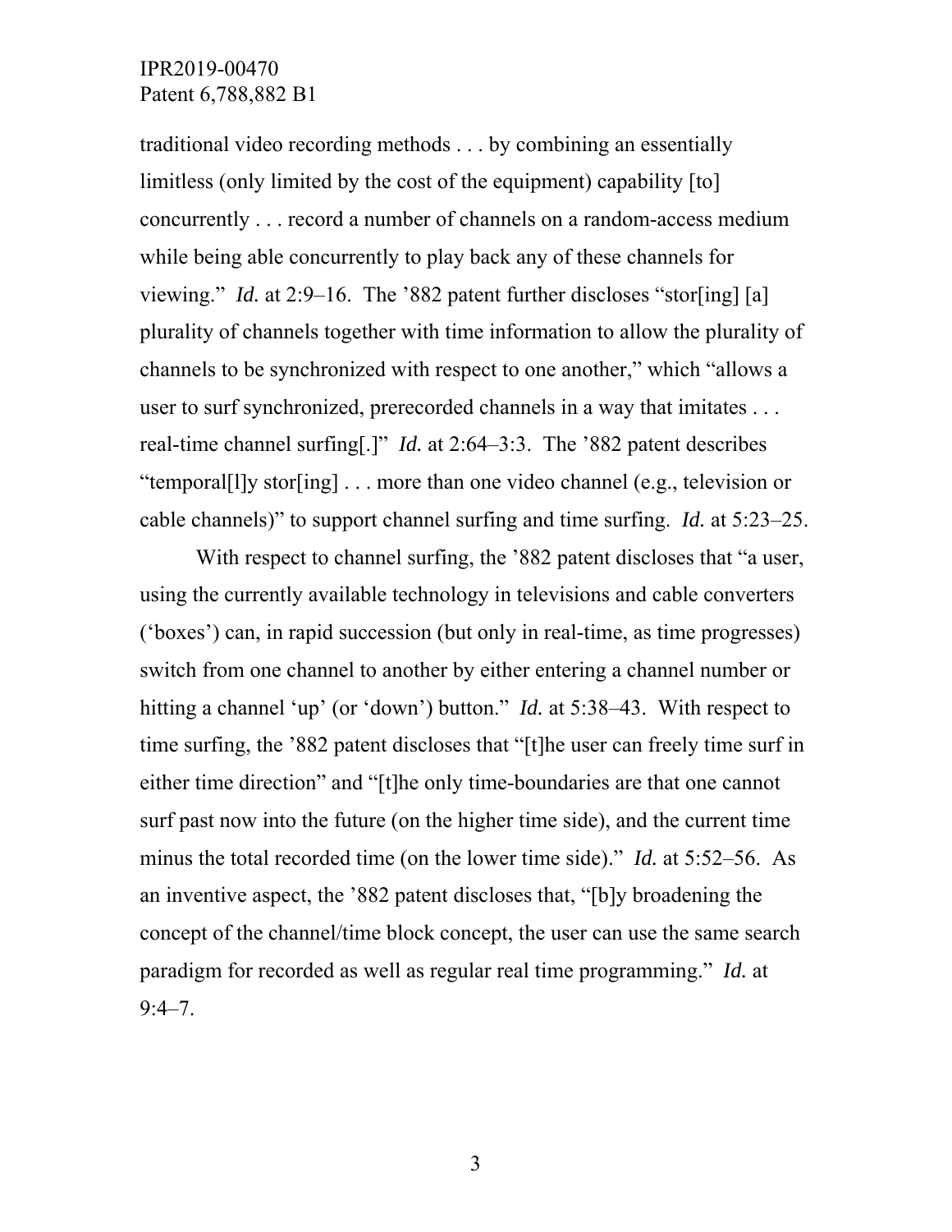traditional video recording methods . . . by combining an essentially limitless (only limited by the cost of the equipment) capability [to] concurrently . . . record a number of channels on a random-access medium while being able concurrently to play back any of these channels for viewing." *Id.* at 2:9–16. The '882 patent further discloses "stor[ing] [a] plurality of channels together with time information to allow the plurality of channels to be synchronized with respect to one another," which "allows a user to surf synchronized, prerecorded channels in a way that imitates . . . real-time channel surfing[.]" *Id.* at 2:64–3:3. The '882 patent describes "temporal[l]y stor[ing] . . . more than one video channel (e.g., television or cable channels)" to support channel surfing and time surfing. *Id.* at 5:23–25.

With respect to channel surfing, the '882 patent discloses that "a user, using the currently available technology in televisions and cable converters ('boxes') can, in rapid succession (but only in real-time, as time progresses) switch from one channel to another by either entering a channel number or hitting a channel 'up' (or 'down') button." *Id.* at 5:38–43. With respect to time surfing, the '882 patent discloses that "[t]he user can freely time surf in either time direction" and "[t]he only time-boundaries are that one cannot surf past now into the future (on the higher time side), and the current time minus the total recorded time (on the lower time side)." *Id.* at 5:52–56. As an inventive aspect, the '882 patent discloses that, "[b]y broadening the concept of the channel/time block concept, the user can use the same search paradigm for recorded as well as regular real time programming." *Id.* at 9:4–7.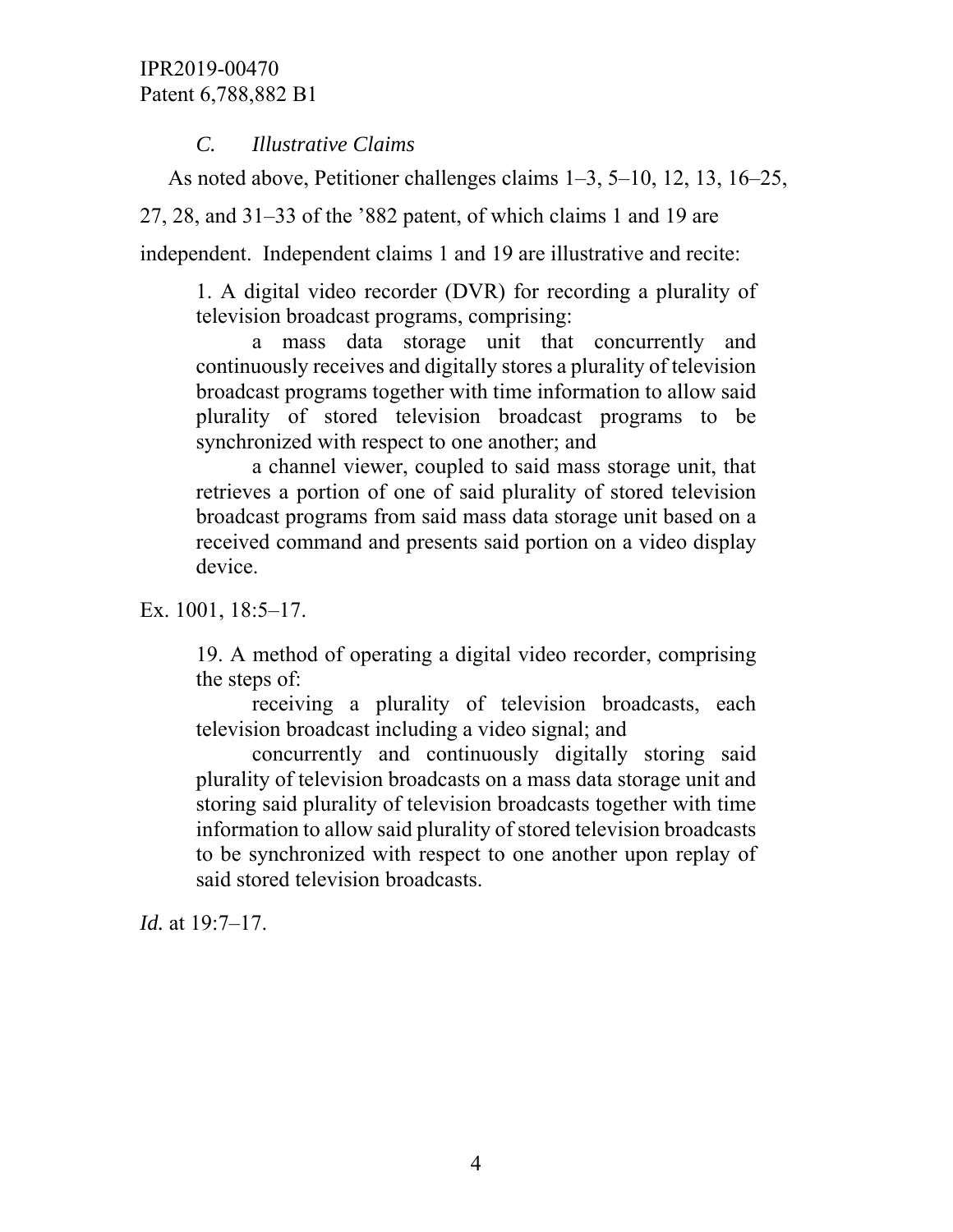### *C. Illustrative Claims*

As noted above, Petitioner challenges claims 1–3, 5–10, 12, 13, 16–25, 27, 28, and 31–33 of the '882 patent, of which claims 1 and 19 are independent. Independent claims 1 and 19 are illustrative and recite:

> 1. A digital video recorder (DVR) for recording a plurality of television broadcast programs, comprising:
>
> a mass data storage unit that concurrently and continuously receives and digitally stores a plurality of television broadcast programs together with time information to allow said plurality of stored television broadcast programs to be synchronized with respect to one another; and
>
> a channel viewer, coupled to said mass storage unit, that retrieves a portion of one of said plurality of stored television broadcast programs from said mass data storage unit based on a received command and presents said portion on a video display device.

Ex. 1001, 18:5–17.

> 19. A method of operating a digital video recorder, comprising the steps of:
>
> receiving a plurality of television broadcasts, each television broadcast including a video signal; and
>
> concurrently and continuously digitally storing said plurality of television broadcasts on a mass data storage unit and storing said plurality of television broadcasts together with time information to allow said plurality of stored television broadcasts to be synchronized with respect to one another upon replay of said stored television broadcasts.

*Id.* at 19:7–17.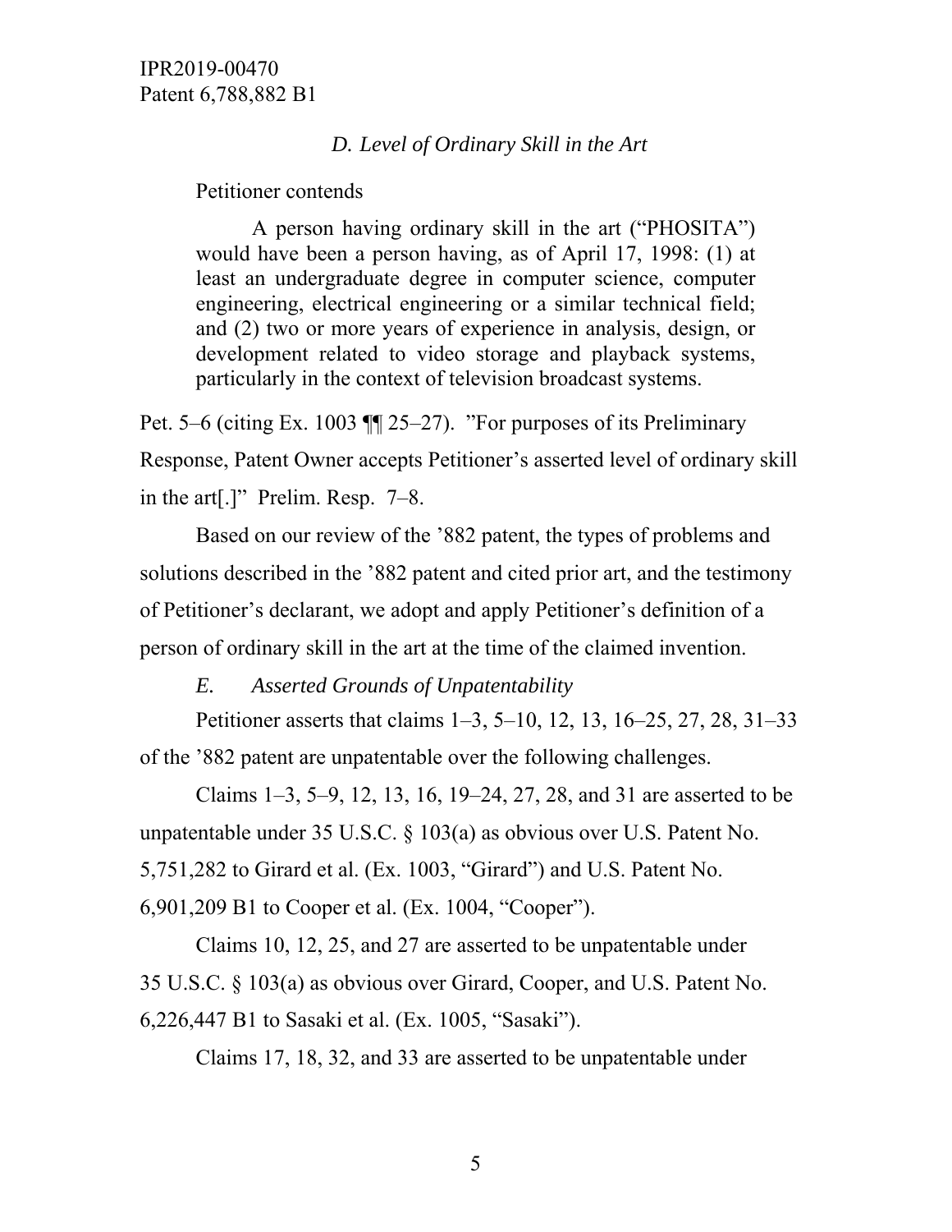### *D. Level of Ordinary Skill in the Art*

Petitioner contends

> A person having ordinary skill in the art ("PHOSITA") would have been a person having, as of April 17, 1998: (1) at least an undergraduate degree in computer science, computer engineering, electrical engineering or a similar technical field; and (2) two or more years of experience in analysis, design, or development related to video storage and playback systems, particularly in the context of television broadcast systems.

Pet. 5–6 (citing Ex. 1003 ¶¶ 25–27). "For purposes of its Preliminary Response, Patent Owner accepts Petitioner's asserted level of ordinary skill in the art[.]" Prelim. Resp. 7–8.

Based on our review of the '882 patent, the types of problems and solutions described in the '882 patent and cited prior art, and the testimony of Petitioner's declarant, we adopt and apply Petitioner's definition of a person of ordinary skill in the art at the time of the claimed invention.

### *E. Asserted Grounds of Unpatentability*

Petitioner asserts that claims 1–3, 5–10, 12, 13, 16–25, 27, 28, 31–33 of the '882 patent are unpatentable over the following challenges.

Claims 1–3, 5–9, 12, 13, 16, 19–24, 27, 28, and 31 are asserted to be unpatentable under 35 U.S.C. § 103(a) as obvious over U.S. Patent No. 5,751,282 to Girard et al. (Ex. 1003, "Girard") and U.S. Patent No. 6,901,209 B1 to Cooper et al. (Ex. 1004, "Cooper").

Claims 10, 12, 25, and 27 are asserted to be unpatentable under 35 U.S.C. § 103(a) as obvious over Girard, Cooper, and U.S. Patent No. 6,226,447 B1 to Sasaki et al. (Ex. 1005, "Sasaki").

Claims 17, 18, 32, and 33 are asserted to be unpatentable under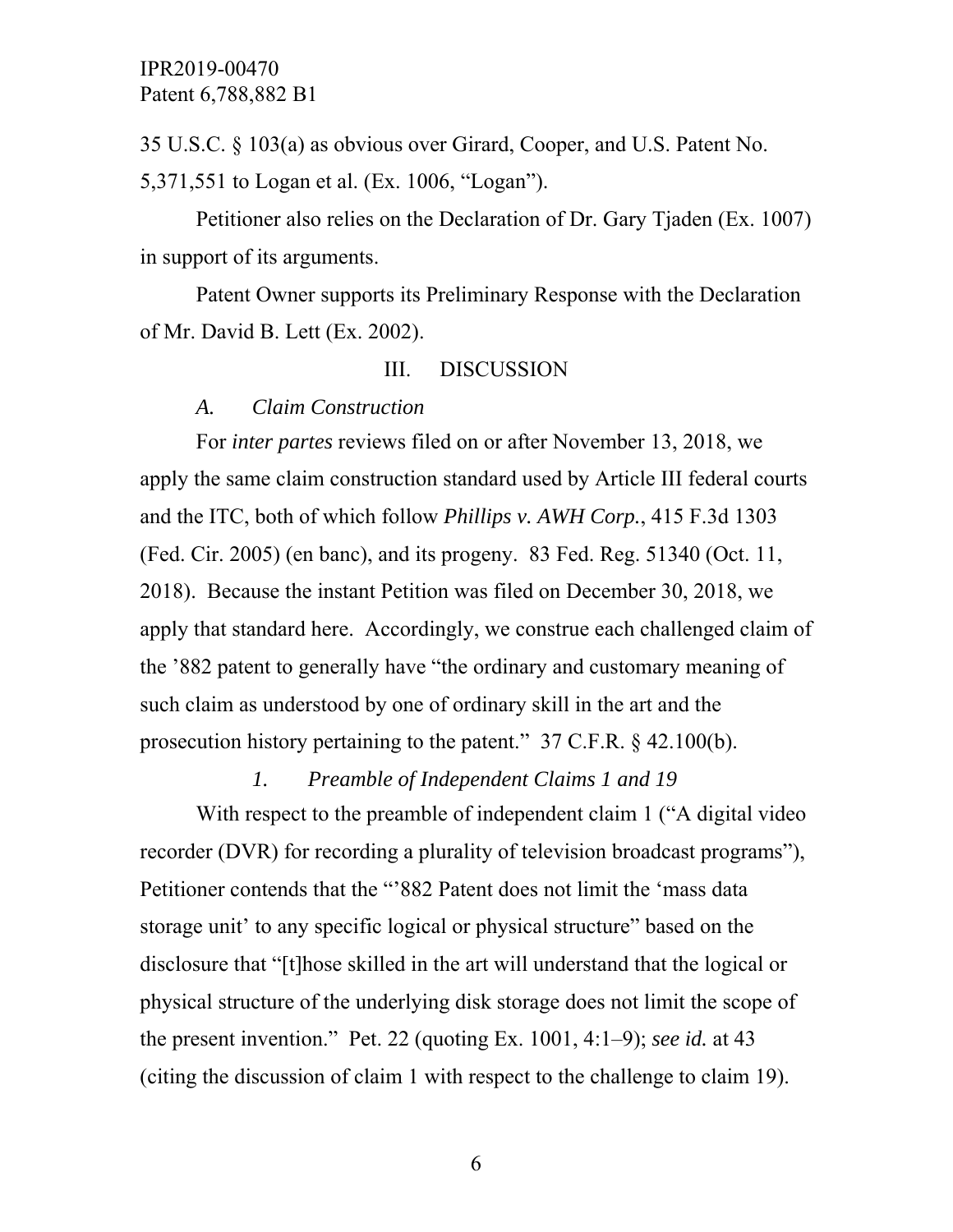35 U.S.C. § 103(a) as obvious over Girard, Cooper, and U.S. Patent No. 5,371,551 to Logan et al. (Ex. 1006, "Logan").

Petitioner also relies on the Declaration of Dr. Gary Tjaden (Ex. 1007) in support of its arguments.

Patent Owner supports its Preliminary Response with the Declaration of Mr. David B. Lett (Ex. 2002).

## III. DISCUSSION

### *A. Claim Construction*

For *inter partes* reviews filed on or after November 13, 2018, we apply the same claim construction standard used by Article III federal courts and the ITC, both of which follow *Phillips v. AWH Corp.*, 415 F.3d 1303 (Fed. Cir. 2005) (en banc), and its progeny. 83 Fed. Reg. 51340 (Oct. 11, 2018). Because the instant Petition was filed on December 30, 2018, we apply that standard here. Accordingly, we construe each challenged claim of the '882 patent to generally have "the ordinary and customary meaning of such claim as understood by one of ordinary skill in the art and the prosecution history pertaining to the patent." 37 C.F.R. § 42.100(b).

#### *1. Preamble of Independent Claims 1 and 19*

With respect to the preamble of independent claim 1 ("A digital video recorder (DVR) for recording a plurality of television broadcast programs"), Petitioner contends that the "'882 Patent does not limit the 'mass data storage unit' to any specific logical or physical structure" based on the disclosure that "[t]hose skilled in the art will understand that the logical or physical structure of the underlying disk storage does not limit the scope of the present invention." Pet. 22 (quoting Ex. 1001, 4:1–9); *see id.* at 43 (citing the discussion of claim 1 with respect to the challenge to claim 19).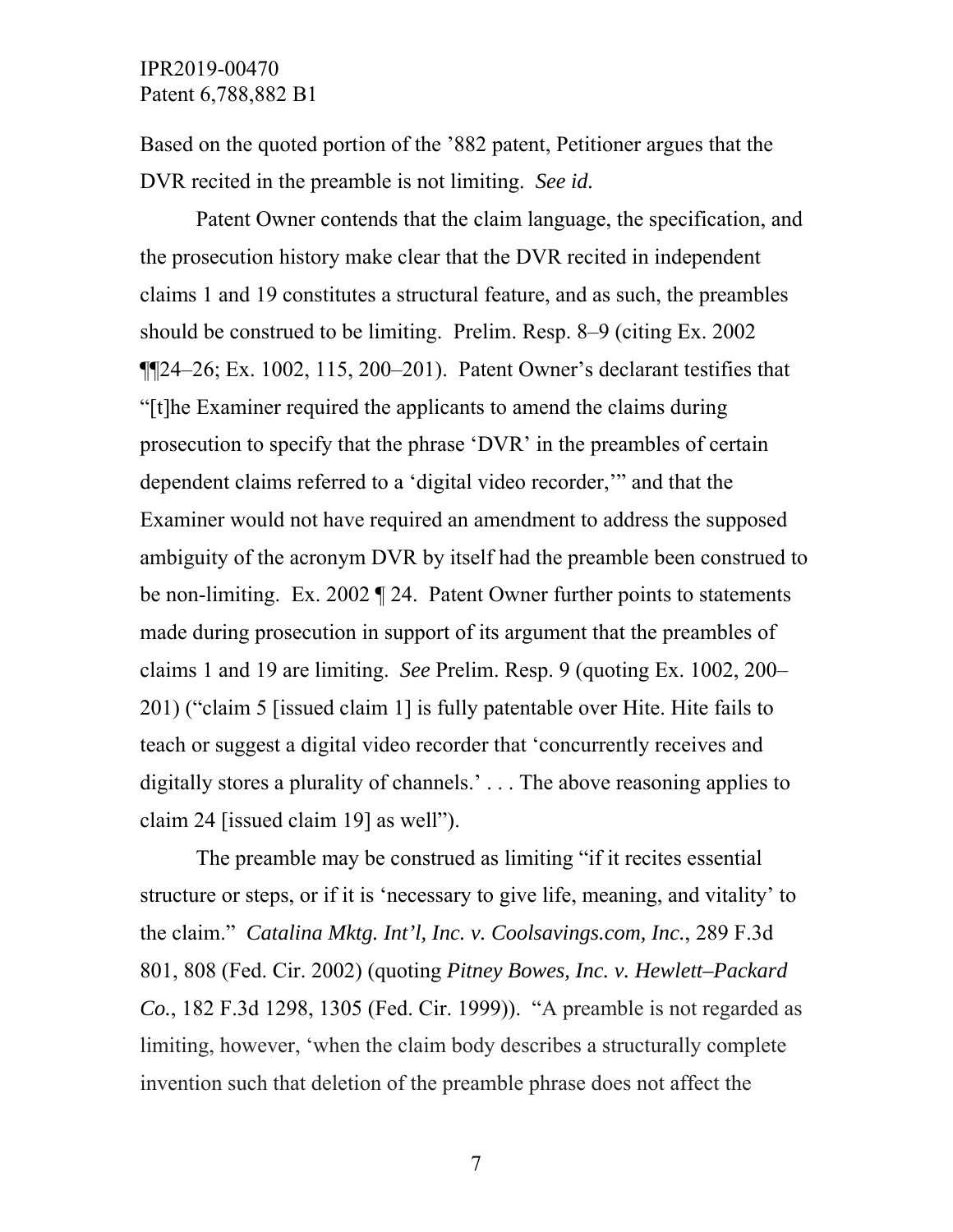Based on the quoted portion of the ’882 patent, Petitioner argues that the DVR recited in the preamble is not limiting. *See id.*

Patent Owner contends that the claim language, the specification, and the prosecution history make clear that the DVR recited in independent claims 1 and 19 constitutes a structural feature, and as such, the preambles should be construed to be limiting. Prelim. Resp. 8–9 (citing Ex. 2002 ¶¶24–26; Ex. 1002, 115, 200–201). Patent Owner’s declarant testifies that “[t]he Examiner required the applicants to amend the claims during prosecution to specify that the phrase ‘DVR’ in the preambles of certain dependent claims referred to a ‘digital video recorder,’” and that the Examiner would not have required an amendment to address the supposed ambiguity of the acronym DVR by itself had the preamble been construed to be non-limiting. Ex. 2002 ¶ 24. Patent Owner further points to statements made during prosecution in support of its argument that the preambles of claims 1 and 19 are limiting. *See* Prelim. Resp. 9 (quoting Ex. 1002, 200–201) (“claim 5 [issued claim 1] is fully patentable over Hite. Hite fails to teach or suggest a digital video recorder that ‘concurrently receives and digitally stores a plurality of channels.’ . . . The above reasoning applies to claim 24 [issued claim 19] as well”).

The preamble may be construed as limiting “if it recites essential structure or steps, or if it is ‘necessary to give life, meaning, and vitality’ to the claim.” *Catalina Mktg. Int’l, Inc. v. Coolsavings.com, Inc.*, 289 F.3d 801, 808 (Fed. Cir. 2002) (quoting *Pitney Bowes, Inc. v. Hewlett–Packard Co.*, 182 F.3d 1298, 1305 (Fed. Cir. 1999)). “A preamble is not regarded as limiting, however, ‘when the claim body describes a structurally complete invention such that deletion of the preamble phrase does not affect the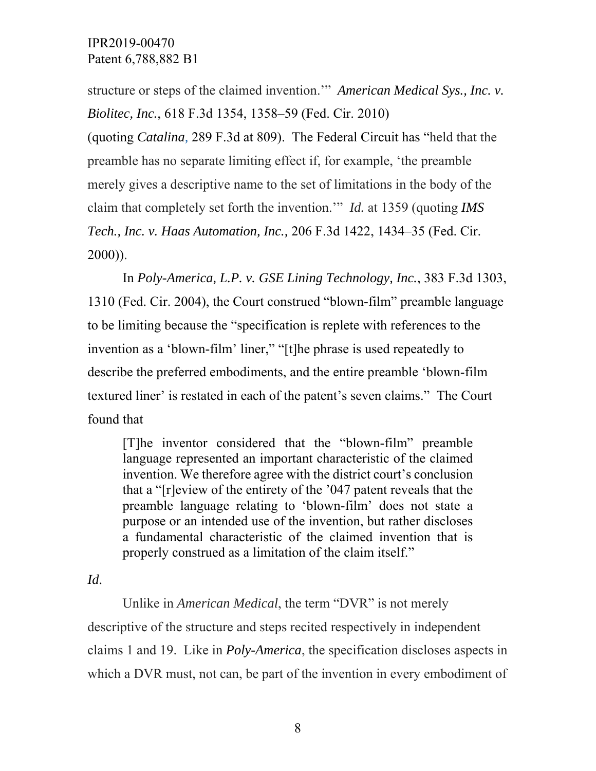structure or steps of the claimed invention.'" *American Medical Sys., Inc. v. Biolitec, Inc.*, 618 F.3d 1354, 1358–59 (Fed. Cir. 2010) (quoting *Catalina,* 289 F.3d at 809). The Federal Circuit has "held that the preamble has no separate limiting effect if, for example, 'the preamble merely gives a descriptive name to the set of limitations in the body of the claim that completely set forth the invention.'" *Id.* at 1359 (quoting *IMS Tech., Inc. v. Haas Automation, Inc.,* 206 F.3d 1422, 1434–35 (Fed. Cir. 2000)).

In *Poly-America, L.P. v. GSE Lining Technology, Inc.*, 383 F.3d 1303, 1310 (Fed. Cir. 2004), the Court construed "blown-film" preamble language to be limiting because the "specification is replete with references to the invention as a 'blown-film' liner," "[t]he phrase is used repeatedly to describe the preferred embodiments, and the entire preamble 'blown-film textured liner' is restated in each of the patent's seven claims." The Court found that

> [T]he inventor considered that the "blown-film" preamble language represented an important characteristic of the claimed invention. We therefore agree with the district court's conclusion that a "[r]eview of the entirety of the '047 patent reveals that the preamble language relating to 'blown-film' does not state a purpose or an intended use of the invention, but rather discloses a fundamental characteristic of the claimed invention that is properly construed as a limitation of the claim itself."

*Id*.

Unlike in *American Medical*, the term "DVR" is not merely descriptive of the structure and steps recited respectively in independent claims 1 and 19. Like in *Poly-America*, the specification discloses aspects in which a DVR must, not can, be part of the invention in every embodiment of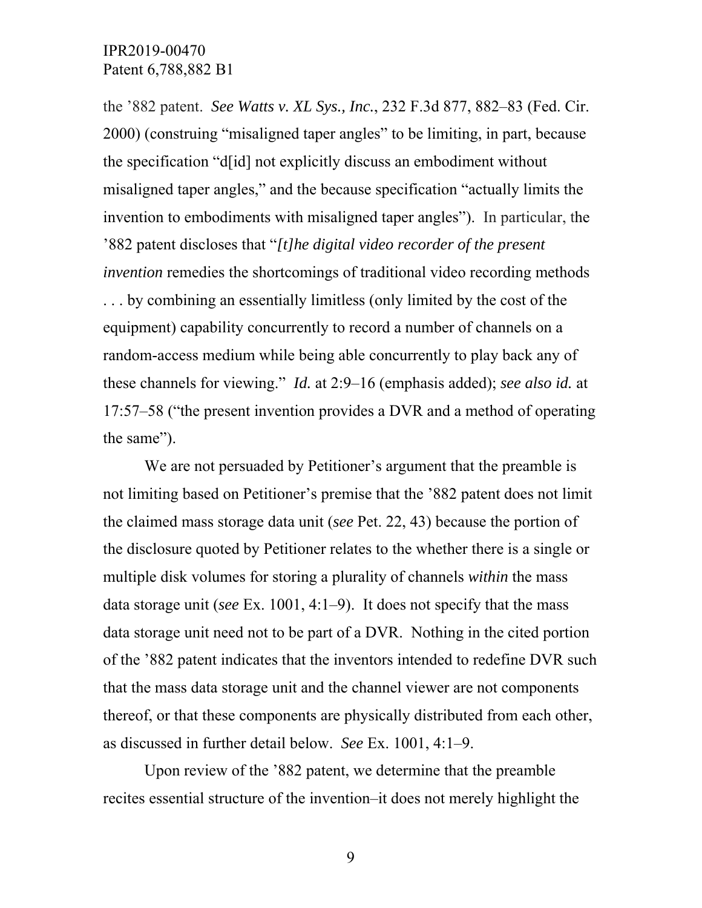the ’882 patent. *See Watts v. XL Sys., Inc.*, 232 F.3d 877, 882–83 (Fed. Cir. 2000) (construing “misaligned taper angles” to be limiting, in part, because the specification “d[id] not explicitly discuss an embodiment without misaligned taper angles,” and the because specification “actually limits the invention to embodiments with misaligned taper angles”). In particular, the ’882 patent discloses that “*[t]he digital video recorder of the present invention* remedies the shortcomings of traditional video recording methods . . . by combining an essentially limitless (only limited by the cost of the equipment) capability concurrently to record a number of channels on a random-access medium while being able concurrently to play back any of these channels for viewing.” *Id.* at 2:9–16 (emphasis added); *see also id.* at 17:57–58 (“the present invention provides a DVR and a method of operating the same”).

We are not persuaded by Petitioner’s argument that the preamble is not limiting based on Petitioner’s premise that the ’882 patent does not limit the claimed mass storage data unit (*see* Pet. 22, 43) because the portion of the disclosure quoted by Petitioner relates to the whether there is a single or multiple disk volumes for storing a plurality of channels *within* the mass data storage unit (*see* Ex. 1001, 4:1–9). It does not specify that the mass data storage unit need not to be part of a DVR. Nothing in the cited portion of the ’882 patent indicates that the inventors intended to redefine DVR such that the mass data storage unit and the channel viewer are not components thereof, or that these components are physically distributed from each other, as discussed in further detail below. *See* Ex. 1001, 4:1–9.

Upon review of the ’882 patent, we determine that the preamble recites essential structure of the invention–it does not merely highlight the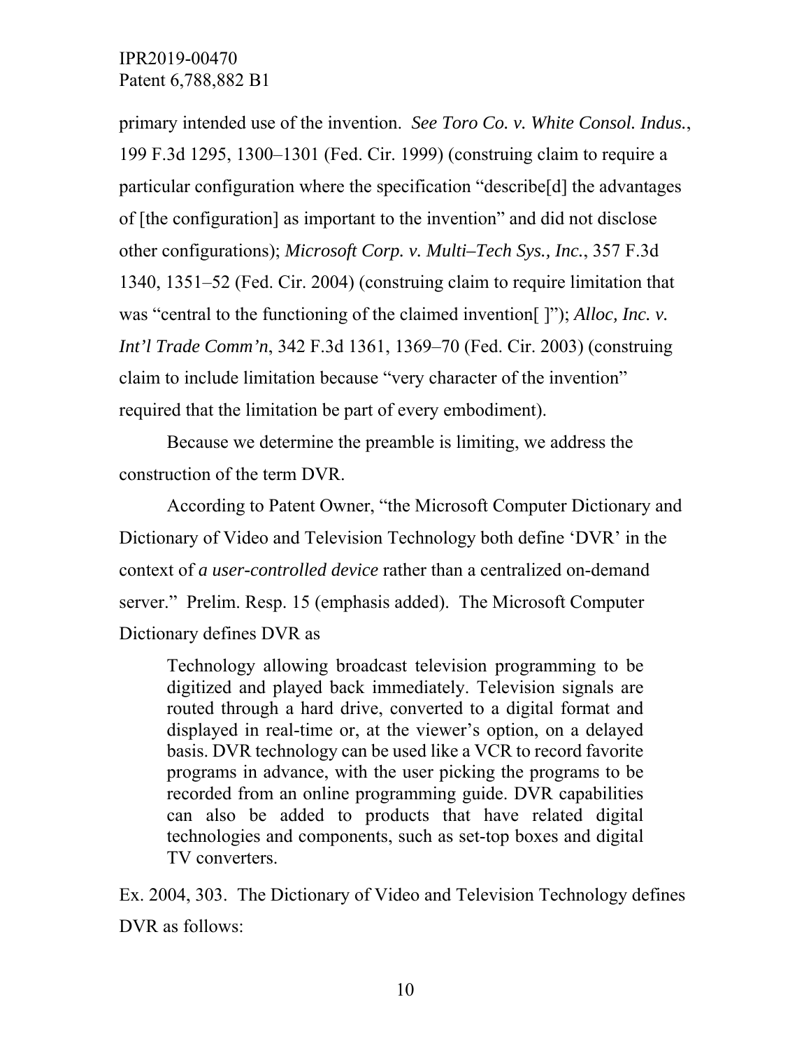primary intended use of the invention. *See Toro Co. v. White Consol. Indus.*, 199 F.3d 1295, 1300–1301 (Fed. Cir. 1999) (construing claim to require a particular configuration where the specification "describe[d] the advantages of [the configuration] as important to the invention" and did not disclose other configurations); *Microsoft Corp. v. Multi–Tech Sys., Inc.*, 357 F.3d 1340, 1351–52 (Fed. Cir. 2004) (construing claim to require limitation that was "central to the functioning of the claimed invention[ ]"); *Alloc, Inc. v. Int'l Trade Comm'n*, 342 F.3d 1361, 1369–70 (Fed. Cir. 2003) (construing claim to include limitation because "very character of the invention" required that the limitation be part of every embodiment).

Because we determine the preamble is limiting, we address the construction of the term DVR.

According to Patent Owner, "the Microsoft Computer Dictionary and Dictionary of Video and Television Technology both define 'DVR' in the context of *a user-controlled device* rather than a centralized on-demand server." Prelim. Resp. 15 (emphasis added). The Microsoft Computer Dictionary defines DVR as

> Technology allowing broadcast television programming to be digitized and played back immediately. Television signals are routed through a hard drive, converted to a digital format and displayed in real-time or, at the viewer's option, on a delayed basis. DVR technology can be used like a VCR to record favorite programs in advance, with the user picking the programs to be recorded from an online programming guide. DVR capabilities can also be added to products that have related digital technologies and components, such as set-top boxes and digital TV converters.

Ex. 2004, 303. The Dictionary of Video and Television Technology defines DVR as follows: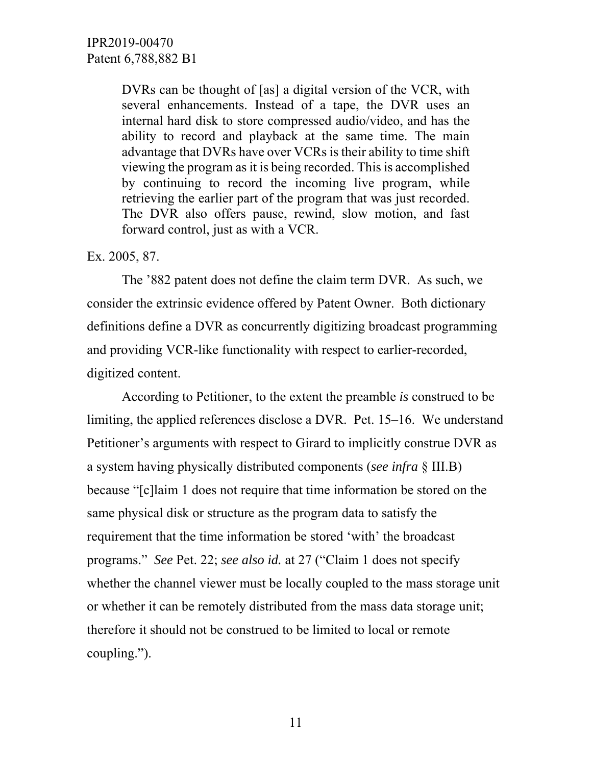> DVRs can be thought of [as] a digital version of the VCR, with several enhancements. Instead of a tape, the DVR uses an internal hard disk to store compressed audio/video, and has the ability to record and playback at the same time. The main advantage that DVRs have over VCRs is their ability to time shift viewing the program as it is being recorded. This is accomplished by continuing to record the incoming live program, while retrieving the earlier part of the program that was just recorded. The DVR also offers pause, rewind, slow motion, and fast forward control, just as with a VCR.

Ex. 2005, 87.

The ’882 patent does not define the claim term DVR. As such, we consider the extrinsic evidence offered by Patent Owner. Both dictionary definitions define a DVR as concurrently digitizing broadcast programming and providing VCR-like functionality with respect to earlier-recorded, digitized content.

According to Petitioner, to the extent the preamble *is* construed to be limiting, the applied references disclose a DVR. Pet. 15–16. We understand Petitioner’s arguments with respect to Girard to implicitly construe DVR as a system having physically distributed components (*see infra* § III.B) because “[c]laim 1 does not require that time information be stored on the same physical disk or structure as the program data to satisfy the requirement that the time information be stored ‘with’ the broadcast programs.” *See* Pet. 22; *see also id.* at 27 (“Claim 1 does not specify whether the channel viewer must be locally coupled to the mass storage unit or whether it can be remotely distributed from the mass data storage unit; therefore it should not be construed to be limited to local or remote coupling.”).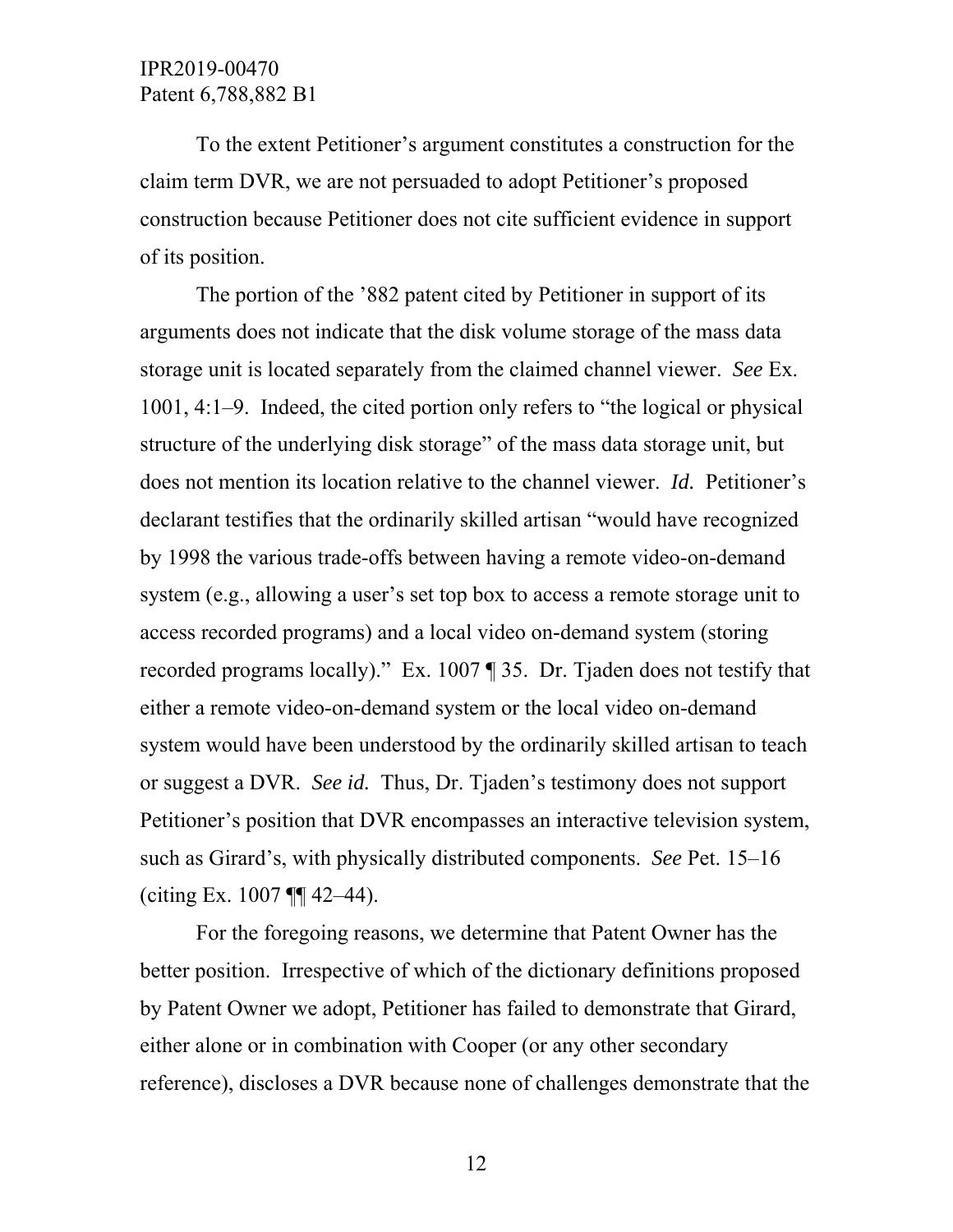To the extent Petitioner's argument constitutes a construction for the claim term DVR, we are not persuaded to adopt Petitioner's proposed construction because Petitioner does not cite sufficient evidence in support of its position.

The portion of the '882 patent cited by Petitioner in support of its arguments does not indicate that the disk volume storage of the mass data storage unit is located separately from the claimed channel viewer. *See* Ex. 1001, 4:1–9. Indeed, the cited portion only refers to "the logical or physical structure of the underlying disk storage" of the mass data storage unit, but does not mention its location relative to the channel viewer. *Id.* Petitioner's declarant testifies that the ordinarily skilled artisan "would have recognized by 1998 the various trade-offs between having a remote video-on-demand system (e.g., allowing a user's set top box to access a remote storage unit to access recorded programs) and a local video on-demand system (storing recorded programs locally)." Ex. 1007 ¶ 35. Dr. Tjaden does not testify that either a remote video-on-demand system or the local video on-demand system would have been understood by the ordinarily skilled artisan to teach or suggest a DVR. *See id.* Thus, Dr. Tjaden's testimony does not support Petitioner's position that DVR encompasses an interactive television system, such as Girard's, with physically distributed components. *See* Pet. 15–16 (citing Ex. 1007 ¶¶ 42–44).

For the foregoing reasons, we determine that Patent Owner has the better position. Irrespective of which of the dictionary definitions proposed by Patent Owner we adopt, Petitioner has failed to demonstrate that Girard, either alone or in combination with Cooper (or any other secondary reference), discloses a DVR because none of challenges demonstrate that the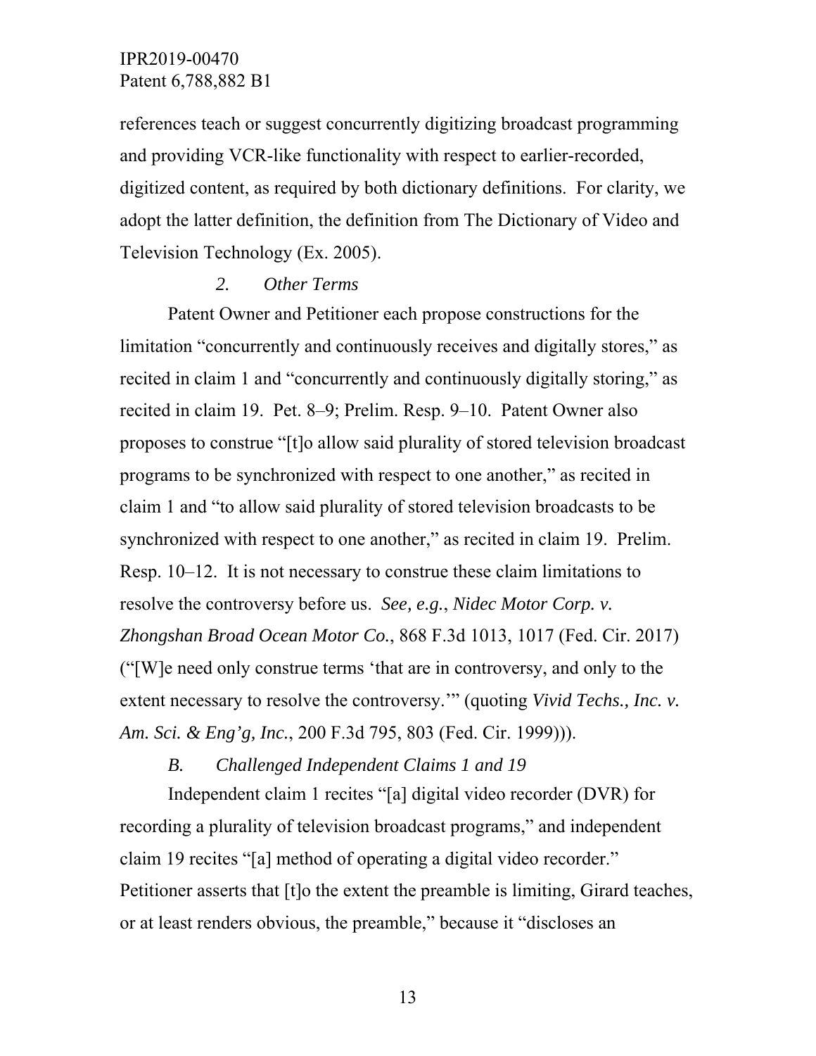references teach or suggest concurrently digitizing broadcast programming and providing VCR-like functionality with respect to earlier-recorded, digitized content, as required by both dictionary definitions. For clarity, we adopt the latter definition, the definition from The Dictionary of Video and Television Technology (Ex. 2005).

### *2. Other Terms*

Patent Owner and Petitioner each propose constructions for the limitation "concurrently and continuously receives and digitally stores," as recited in claim 1 and "concurrently and continuously digitally storing," as recited in claim 19. Pet. 8–9; Prelim. Resp. 9–10. Patent Owner also proposes to construe "[t]o allow said plurality of stored television broadcast programs to be synchronized with respect to one another," as recited in claim 1 and "to allow said plurality of stored television broadcasts to be synchronized with respect to one another," as recited in claim 19. Prelim. Resp. 10–12. It is not necessary to construe these claim limitations to resolve the controversy before us. *See, e.g.*, *Nidec Motor Corp. v. Zhongshan Broad Ocean Motor Co.*, 868 F.3d 1013, 1017 (Fed. Cir. 2017) ("[W]e need only construe terms 'that are in controversy, and only to the extent necessary to resolve the controversy.'" (quoting *Vivid Techs., Inc. v. Am. Sci. & Eng'g, Inc.*, 200 F.3d 795, 803 (Fed. Cir. 1999))).

## *B. Challenged Independent Claims 1 and 19*

Independent claim 1 recites "[a] digital video recorder (DVR) for recording a plurality of television broadcast programs," and independent claim 19 recites "[a] method of operating a digital video recorder." Petitioner asserts that [t]o the extent the preamble is limiting, Girard teaches, or at least renders obvious, the preamble," because it "discloses an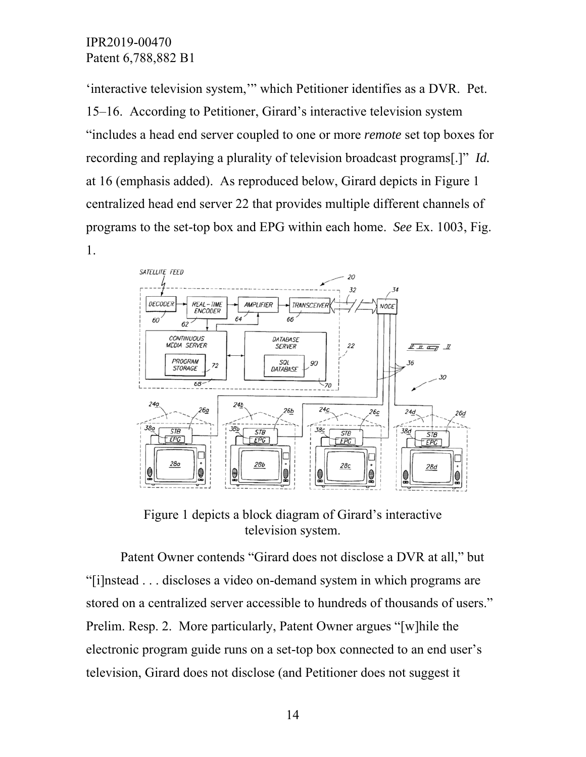'interactive television system,'" which Petitioner identifies as a DVR. Pet. 15–16. According to Petitioner, Girard's interactive television system "includes a head end server coupled to one or more *remote* set top boxes for recording and replaying a plurality of television broadcast programs[.]" *Id.* at 16 (emphasis added). As reproduced below, Girard depicts in Figure 1 centralized head end server 22 that provides multiple different channels of programs to the set-top box and EPG within each home. *See* Ex. 1003, Fig. 1.

SATELLITE FEED
DECODER
REAL-TIME ENCODER
AMPLIFIER
TRANSCEIVER
NODE
CONTINUOUS MEDIA SERVER
PROGRAM STORAGE
DATABASE SERVER
SQL DATABASE
STB
EPG
20
22
24a
24b
24c
24d
26a
26b
26c
26d
28a
28b
28c
28d
30
32
34
36
38a
38b
38c
38d
60
62
64
66
68
70
72
90

Figure 1 depicts a block diagram of Girard's interactive television system.

Patent Owner contends "Girard does not disclose a DVR at all," but "[i]nstead . . . discloses a video on-demand system in which programs are stored on a centralized server accessible to hundreds of thousands of users." Prelim. Resp. 2. More particularly, Patent Owner argues "[w]hile the electronic program guide runs on a set-top box connected to an end user's television, Girard does not disclose (and Petitioner does not suggest it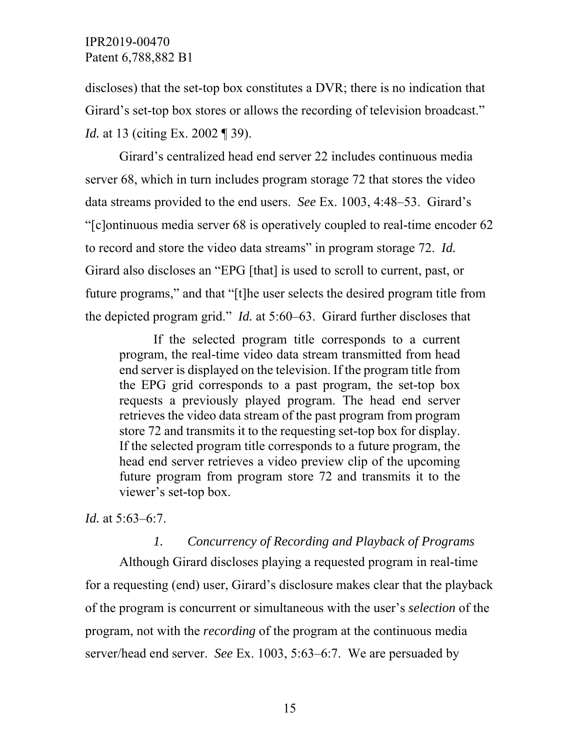discloses) that the set-top box constitutes a DVR; there is no indication that Girard's set-top box stores or allows the recording of television broadcast." *Id.* at 13 (citing Ex. 2002 ¶ 39).

Girard's centralized head end server 22 includes continuous media server 68, which in turn includes program storage 72 that stores the video data streams provided to the end users. *See* Ex. 1003, 4:48–53. Girard's "[c]ontinuous media server 68 is operatively coupled to real-time encoder 62 to record and store the video data streams" in program storage 72. *Id.* Girard also discloses an "EPG [that] is used to scroll to current, past, or future programs," and that "[t]he user selects the desired program title from the depicted program grid." *Id.* at 5:60–63. Girard further discloses that

> If the selected program title corresponds to a current program, the real-time video data stream transmitted from head end server is displayed on the television. If the program title from the EPG grid corresponds to a past program, the set-top box requests a previously played program. The head end server retrieves the video data stream of the past program from program store 72 and transmits it to the requesting set-top box for display. If the selected program title corresponds to a future program, the head end server retrieves a video preview clip of the upcoming future program from program store 72 and transmits it to the viewer's set-top box.

*Id.* at 5:63–6:7.

### *1. Concurrency of Recording and Playback of Programs*

Although Girard discloses playing a requested program in real-time for a requesting (end) user, Girard's disclosure makes clear that the playback of the program is concurrent or simultaneous with the user's *selection* of the program, not with the *recording* of the program at the continuous media server/head end server. *See* Ex. 1003, 5:63–6:7. We are persuaded by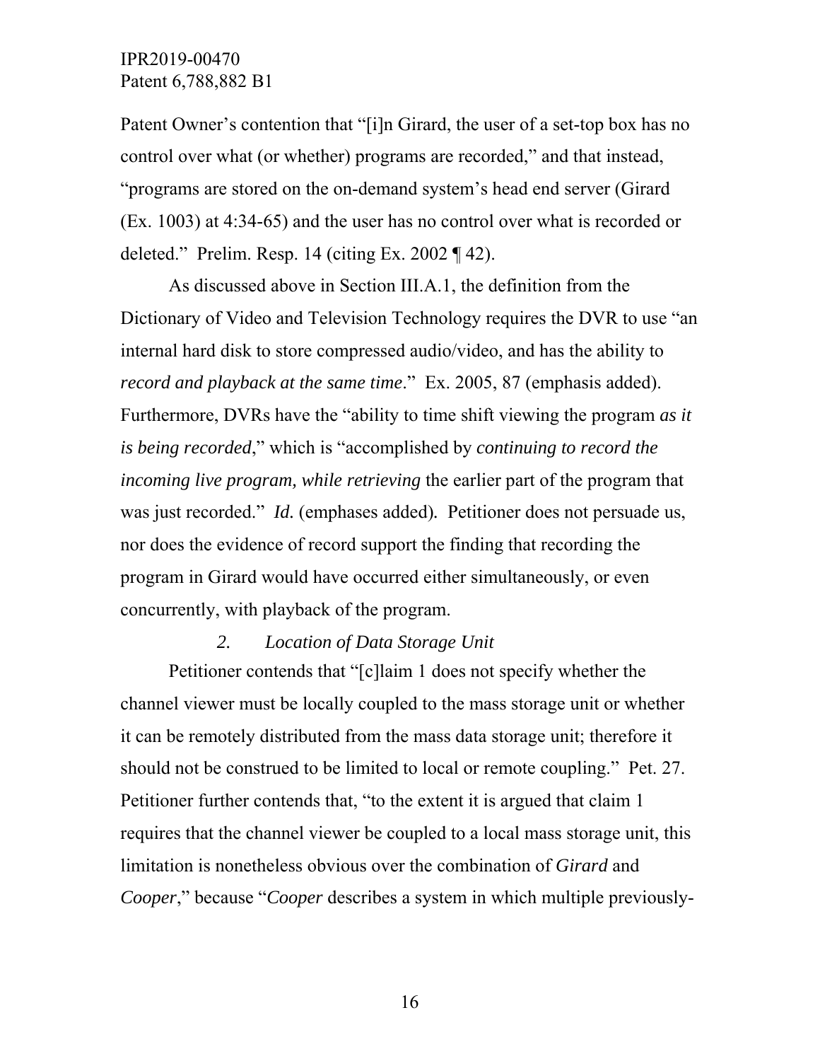Patent Owner's contention that "[i]n Girard, the user of a set-top box has no control over what (or whether) programs are recorded," and that instead, "programs are stored on the on-demand system's head end server (Girard (Ex. 1003) at 4:34-65) and the user has no control over what is recorded or deleted." Prelim. Resp. 14 (citing Ex. 2002 ¶ 42).

As discussed above in Section III.A.1, the definition from the Dictionary of Video and Television Technology requires the DVR to use "an internal hard disk to store compressed audio/video, and has the ability to *record and playback at the same time*." Ex. 2005, 87 (emphasis added). Furthermore, DVRs have the "ability to time shift viewing the program *as it is being recorded*," which is "accomplished by *continuing to record the incoming live program, while retrieving* the earlier part of the program that was just recorded." *Id.* (emphases added). Petitioner does not persuade us, nor does the evidence of record support the finding that recording the program in Girard would have occurred either simultaneously, or even concurrently, with playback of the program.

### *2. Location of Data Storage Unit*

Petitioner contends that "[c]laim 1 does not specify whether the channel viewer must be locally coupled to the mass storage unit or whether it can be remotely distributed from the mass data storage unit; therefore it should not be construed to be limited to local or remote coupling." Pet. 27. Petitioner further contends that, "to the extent it is argued that claim 1 requires that the channel viewer be coupled to a local mass storage unit, this limitation is nonetheless obvious over the combination of *Girard* and *Cooper*," because "*Cooper* describes a system in which multiple previously-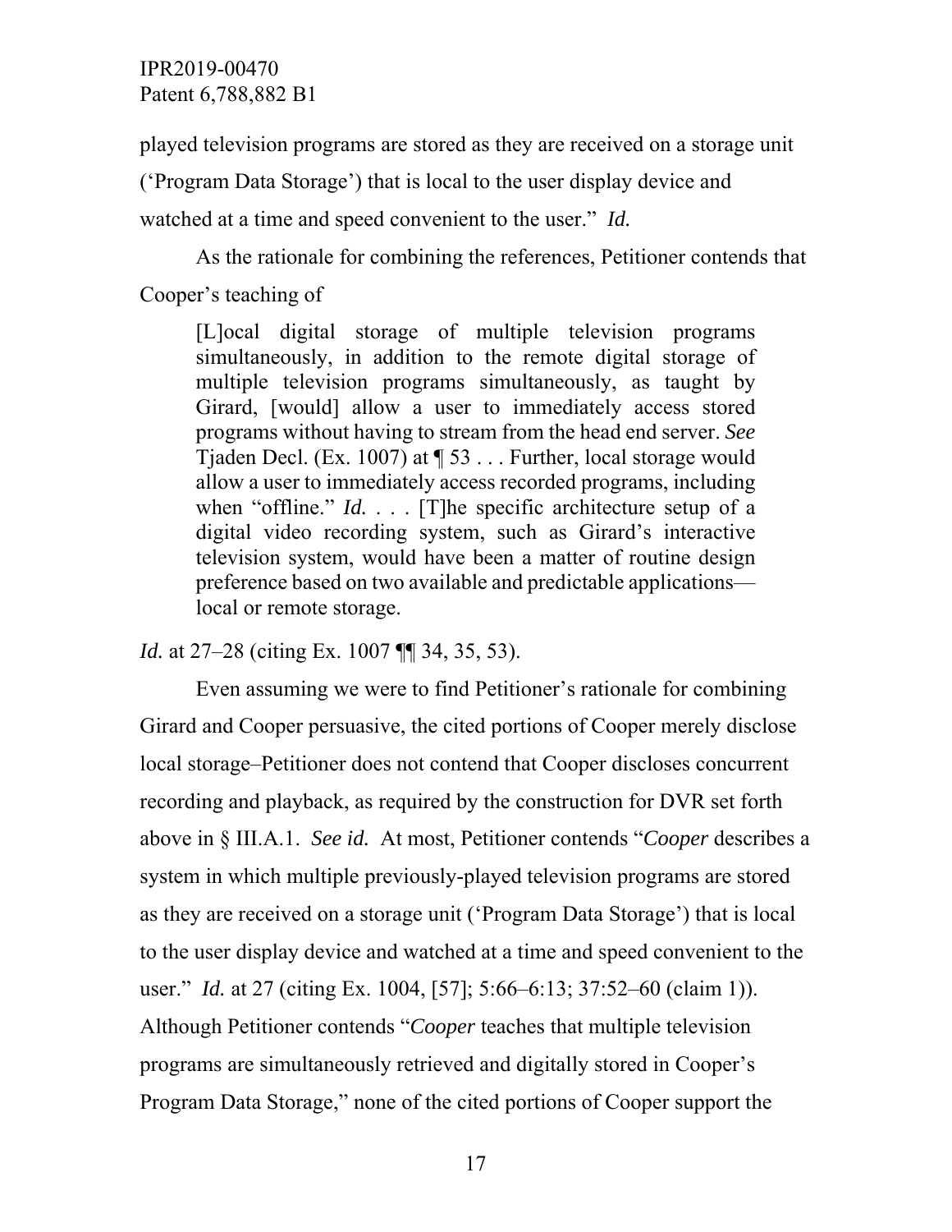played television programs are stored as they are received on a storage unit ('Program Data Storage') that is local to the user display device and watched at a time and speed convenient to the user." *Id.*

As the rationale for combining the references, Petitioner contends that Cooper's teaching of

> [L]ocal digital storage of multiple television programs simultaneously, in addition to the remote digital storage of multiple television programs simultaneously, as taught by Girard, [would] allow a user to immediately access stored programs without having to stream from the head end server. *See* Tjaden Decl. (Ex. 1007) at ¶ 53 . . . Further, local storage would allow a user to immediately access recorded programs, including when "offline." *Id.* . . . [T]he specific architecture setup of a digital video recording system, such as Girard's interactive television system, would have been a matter of routine design preference based on two available and predictable applications—local or remote storage.

*Id.* at 27–28 (citing Ex. 1007 ¶¶ 34, 35, 53).

Even assuming we were to find Petitioner's rationale for combining Girard and Cooper persuasive, the cited portions of Cooper merely disclose local storage–Petitioner does not contend that Cooper discloses concurrent recording and playback, as required by the construction for DVR set forth above in § III.A.1. *See id.* At most, Petitioner contends "*Cooper* describes a system in which multiple previously-played television programs are stored as they are received on a storage unit ('Program Data Storage') that is local to the user display device and watched at a time and speed convenient to the user." *Id.* at 27 (citing Ex. 1004, [57]; 5:66–6:13; 37:52–60 (claim 1)). Although Petitioner contends "*Cooper* teaches that multiple television programs are simultaneously retrieved and digitally stored in Cooper's Program Data Storage," none of the cited portions of Cooper support the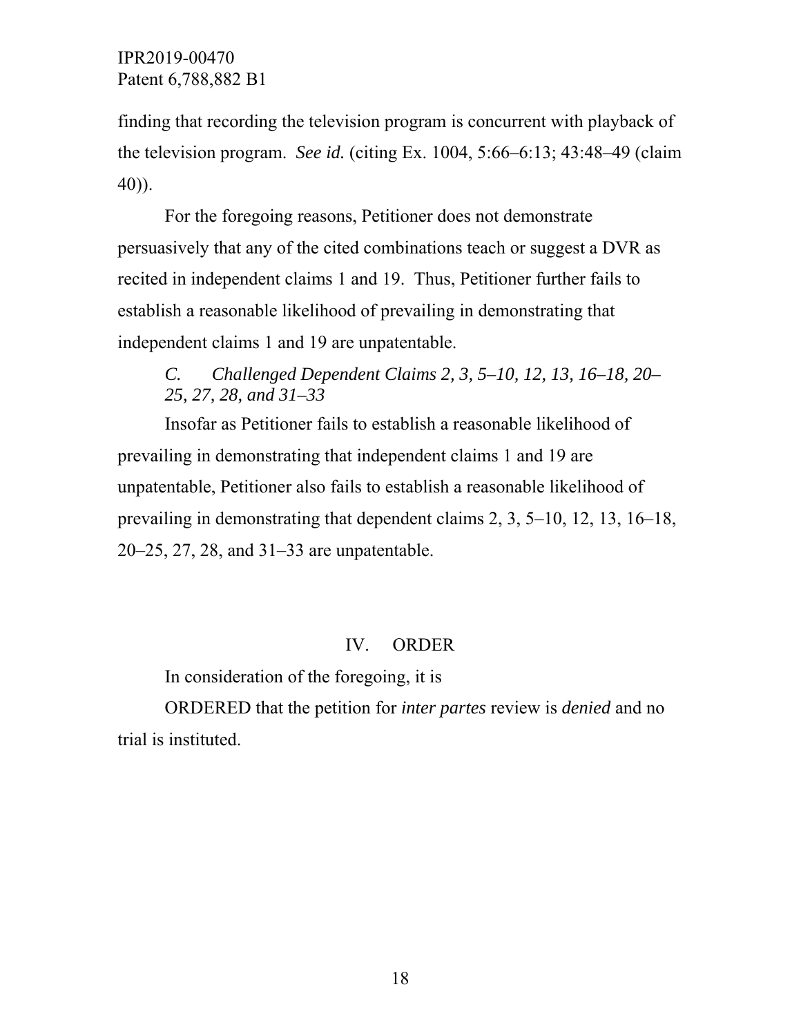finding that recording the television program is concurrent with playback of the television program. *See id.* (citing Ex. 1004, 5:66–6:13; 43:48–49 (claim 40)).

For the foregoing reasons, Petitioner does not demonstrate persuasively that any of the cited combinations teach or suggest a DVR as recited in independent claims 1 and 19. Thus, Petitioner further fails to establish a reasonable likelihood of prevailing in demonstrating that independent claims 1 and 19 are unpatentable.

### *C. Challenged Dependent Claims 2, 3, 5–10, 12, 13, 16–18, 20–25, 27, 28, and 31–33*

Insofar as Petitioner fails to establish a reasonable likelihood of prevailing in demonstrating that independent claims 1 and 19 are unpatentable, Petitioner also fails to establish a reasonable likelihood of prevailing in demonstrating that dependent claims 2, 3, 5–10, 12, 13, 16–18, 20–25, 27, 28, and 31–33 are unpatentable.

## IV. ORDER

In consideration of the foregoing, it is

ORDERED that the petition for *inter partes* review is *denied* and no trial is instituted.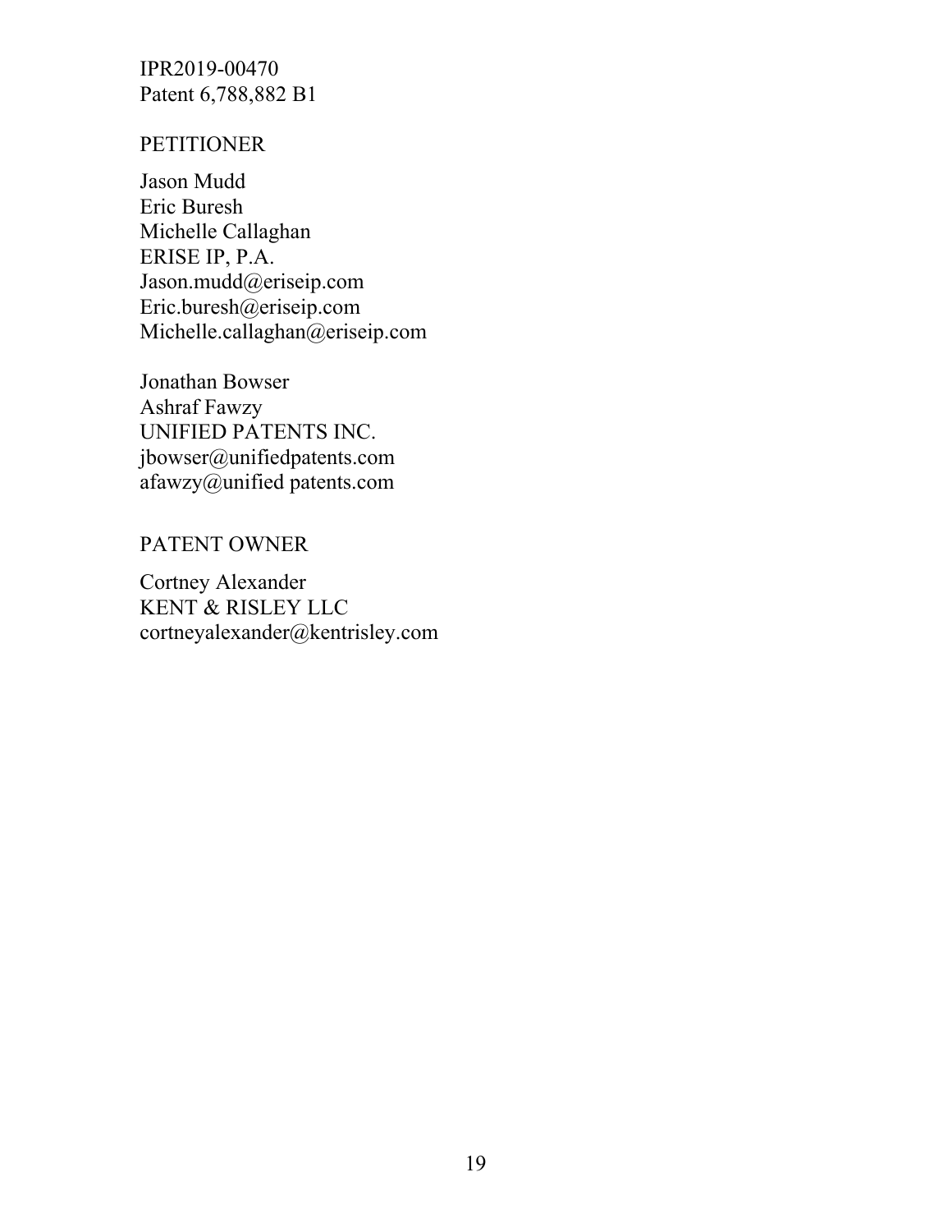IPR2019-00470
Patent 6,788,882 B1

PETITIONER

Jason Mudd
Eric Buresh
Michelle Callaghan
ERISE IP, P.A.
Jason.mudd@eriseip.com
Eric.buresh@eriseip.com
Michelle.callaghan@eriseip.com

Jonathan Bowser
Ashraf Fawzy
UNIFIED PATENTS INC.
jbowser@unifiedpatents.com
afawzy@unified patents.com

PATENT OWNER

Cortney Alexander
KENT & RISLEY LLC
cortneyalexander@kentrisley.com